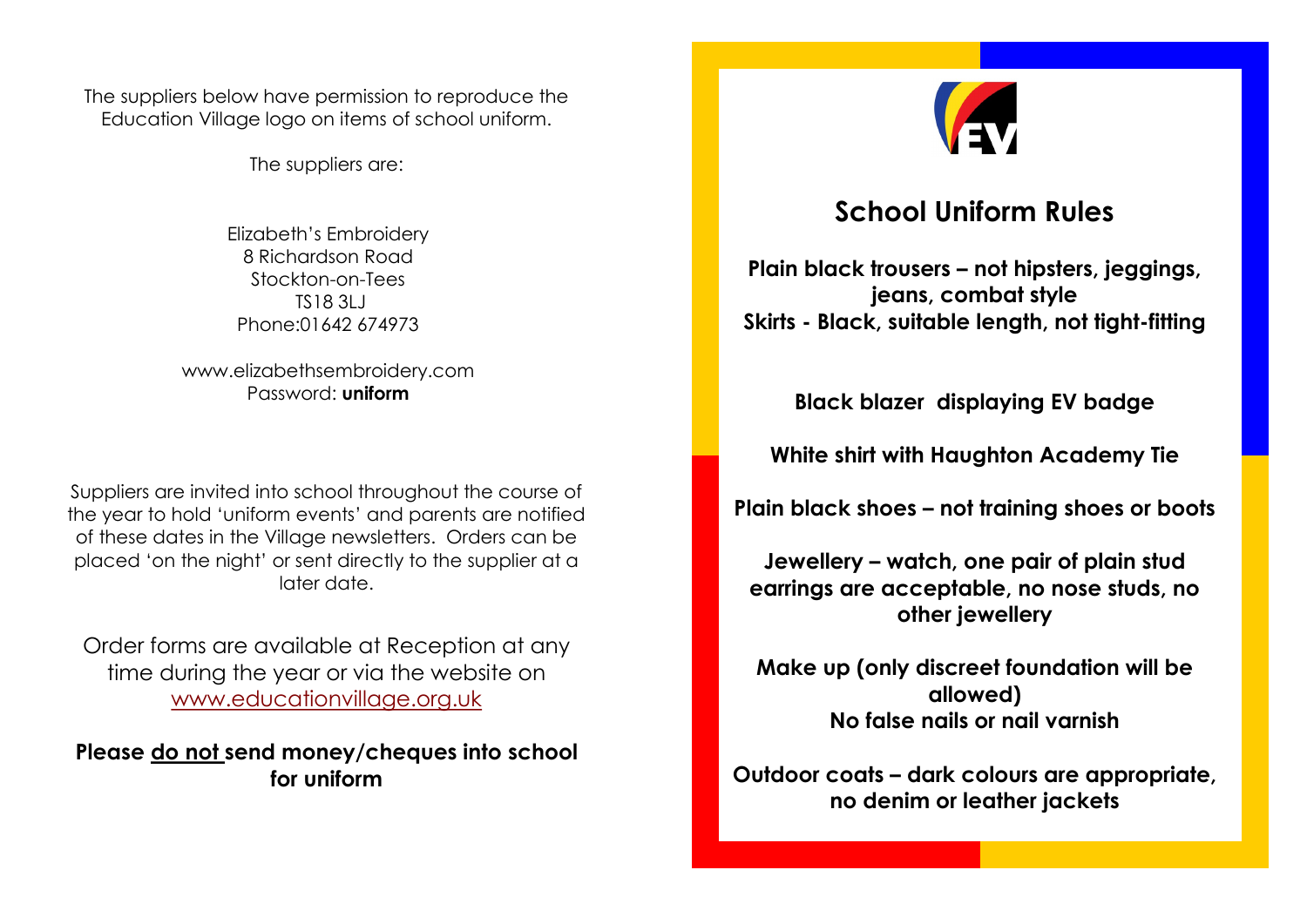The suppliers below have permission to reproduce the Education Village logo on items of school uniform.

The suppliers are:

Elizabeth's Embroidery
8 Richardson Road
Stockton-on-Tees
TS18 3LJ
Phone:01642 674973

www.elizabethsembroidery.com
Password: **uniform**

Suppliers are invited into school throughout the course of the year to hold 'uniform events' and parents are notified of these dates in the Village newsletters. Orders can be placed 'on the night' or sent directly to the supplier at a later date.

Order forms are available at Reception at any time during the year or via the website on www.educationvillage.org.uk

**Please <u>do not</u> send money/cheques into school for uniform**

## School Uniform Rules

**Plain black trousers – not hipsters, jeggings, jeans, combat style**
**Skirts - Black, suitable length, not tight-fitting**

**Black blazer displaying EV badge**

**White shirt with Haughton Academy Tie**

**Plain black shoes – not training shoes or boots**

**Jewellery – watch, one pair of plain stud earrings are acceptable, no nose studs, no other jewellery**

**Make up (only discreet foundation will be allowed)**
**No false nails or nail varnish**

**Outdoor coats – dark colours are appropriate, no denim or leather jackets**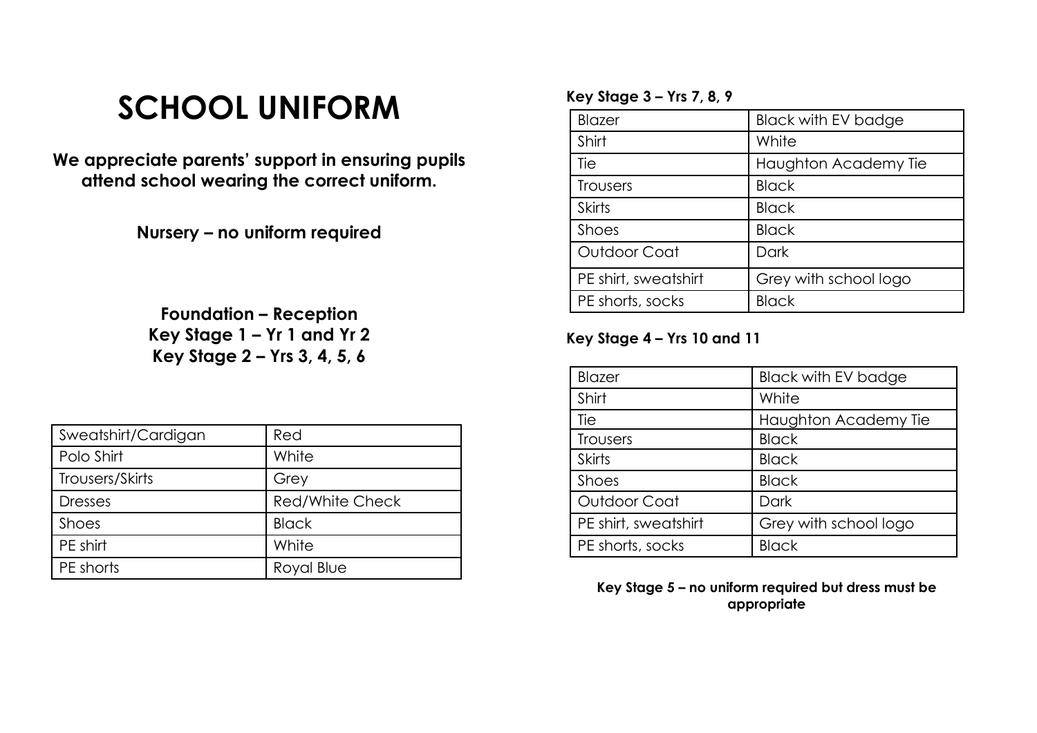# SCHOOL UNIFORM

**We appreciate parents' support in ensuring pupils attend school wearing the correct uniform.**

**Nursery – no uniform required**

**Foundation – Reception**
**Key Stage 1 – Yr 1 and Yr 2**
**Key Stage 2 – Yrs 3, 4, 5, 6**

| | |
|---|---|
| Sweatshirt/Cardigan | Red |
| Polo Shirt | White |
| Trousers/Skirts | Grey |
| Dresses | Red/White Check |
| Shoes | Black |
| PE shirt | White |
| PE shorts | Royal Blue |

**Key Stage 3 – Yrs 7, 8, 9**

| | |
|---|---|
| Blazer | Black with EV badge |
| Shirt | White |
| Tie | Haughton Academy Tie |
| Trousers | Black |
| Skirts | Black |
| Shoes | Black |
| Outdoor Coat | Dark |
| PE shirt, sweatshirt | Grey with school logo |
| PE shorts, socks | Black |

**Key Stage 4 – Yrs 10 and 11**

| | |
|---|---|
| Blazer | Black with EV badge |
| Shirt | White |
| Tie | Haughton Academy Tie |
| Trousers | Black |
| Skirts | Black |
| Shoes | Black |
| Outdoor Coat | Dark |
| PE shirt, sweatshirt | Grey with school logo |
| PE shorts, socks | Black |

**Key Stage 5 – no uniform required but dress must be appropriate**